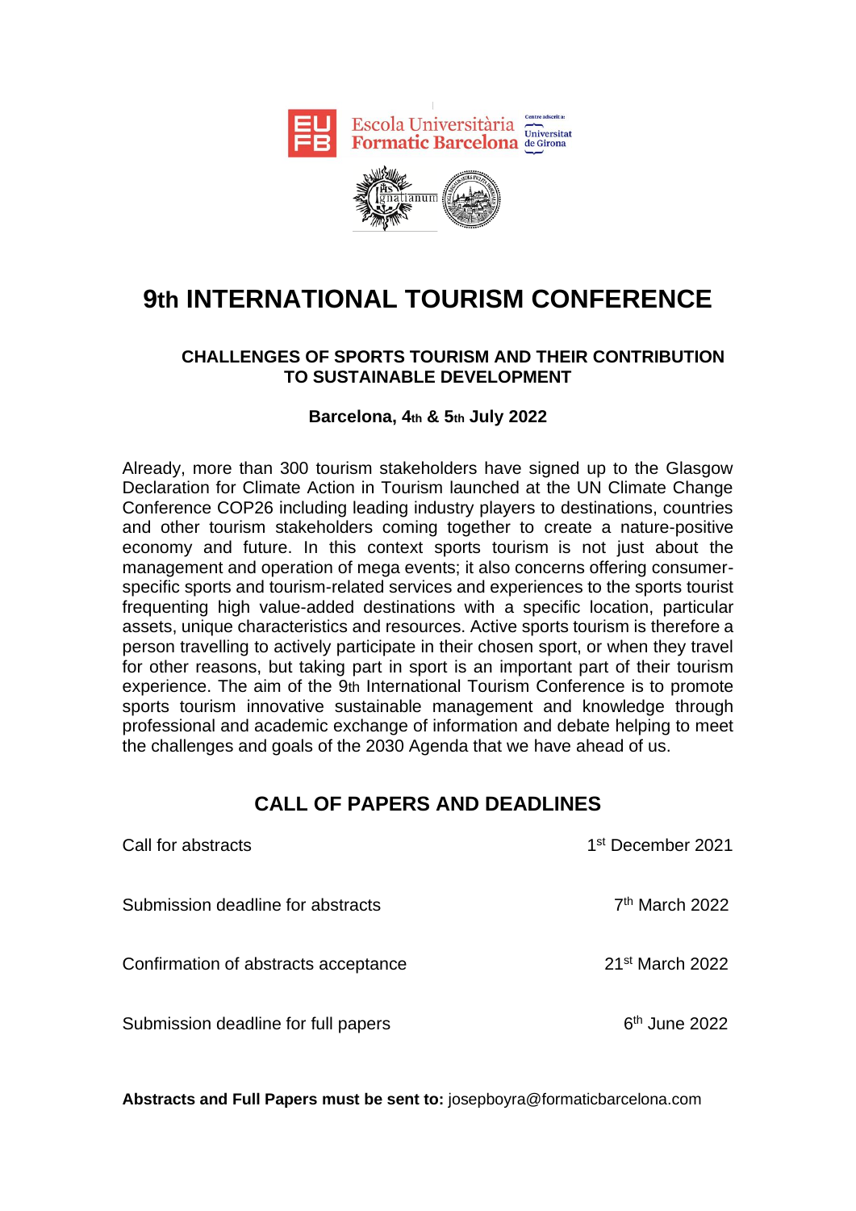# 9th INTERNATIONAL TOURISM CONFERENCE

### CHALLENGES OF SPORTS TOURISM AND THEIR CONTRIBUTION TO SUSTAINABLE DEVELOPMENT

**Barcelona, 4th & 5th July 2022**

Already, more than 300 tourism stakeholders have signed up to the Glasgow Declaration for Climate Action in Tourism launched at the UN Climate Change Conference COP26 including leading industry players to destinations, countries and other tourism stakeholders coming together to create a nature-positive economy and future. In this context sports tourism is not just about the management and operation of mega events; it also concerns offering consumer-specific sports and tourism-related services and experiences to the sports tourist frequenting high value-added destinations with a specific location, particular assets, unique characteristics and resources. Active sports tourism is therefore a person travelling to actively participate in their chosen sport, or when they travel for other reasons, but taking part in sport is an important part of their tourism experience. The aim of the 9th International Tourism Conference is to promote sports tourism innovative sustainable management and knowledge through professional and academic exchange of information and debate helping to meet the challenges and goals of the 2030 Agenda that we have ahead of us.

## CALL OF PAPERS AND DEADLINES

| | |
|---|---|
| Call for abstracts | 1st December 2021 |
| Submission deadline for abstracts | 7th March 2022 |
| Confirmation of abstracts acceptance | 21st March 2022 |
| Submission deadline for full papers | 6th June 2022 |

**Abstracts and Full Papers must be sent to:** josepboyra@formaticbarcelona.com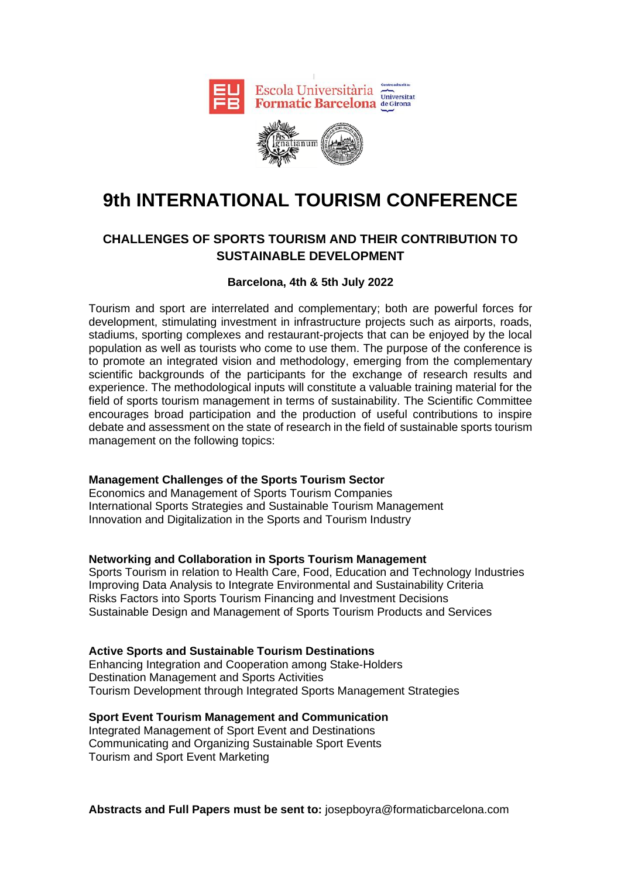# 9th INTERNATIONAL TOURISM CONFERENCE

## CHALLENGES OF SPORTS TOURISM AND THEIR CONTRIBUTION TO SUSTAINABLE DEVELOPMENT

**Barcelona, 4th & 5th July 2022**

Tourism and sport are interrelated and complementary; both are powerful forces for development, stimulating investment in infrastructure projects such as airports, roads, stadiums, sporting complexes and restaurant-projects that can be enjoyed by the local population as well as tourists who come to use them. The purpose of the conference is to promote an integrated vision and methodology, emerging from the complementary scientific backgrounds of the participants for the exchange of research results and experience. The methodological inputs will constitute a valuable training material for the field of sports tourism management in terms of sustainability. The Scientific Committee encourages broad participation and the production of useful contributions to inspire debate and assessment on the state of research in the field of sustainable sports tourism management on the following topics:

**Management Challenges of the Sports Tourism Sector**
Economics and Management of Sports Tourism Companies
International Sports Strategies and Sustainable Tourism Management
Innovation and Digitalization in the Sports and Tourism Industry

**Networking and Collaboration in Sports Tourism Management**
Sports Tourism in relation to Health Care, Food, Education and Technology Industries
Improving Data Analysis to Integrate Environmental and Sustainability Criteria
Risks Factors into Sports Tourism Financing and Investment Decisions
Sustainable Design and Management of Sports Tourism Products and Services

**Active Sports and Sustainable Tourism Destinations**
Enhancing Integration and Cooperation among Stake-Holders
Destination Management and Sports Activities
Tourism Development through Integrated Sports Management Strategies

**Sport Event Tourism Management and Communication**
Integrated Management of Sport Event and Destinations
Communicating and Organizing Sustainable Sport Events
Tourism and Sport Event Marketing

**Abstracts and Full Papers must be sent to:** josepboyra@formaticbarcelona.com